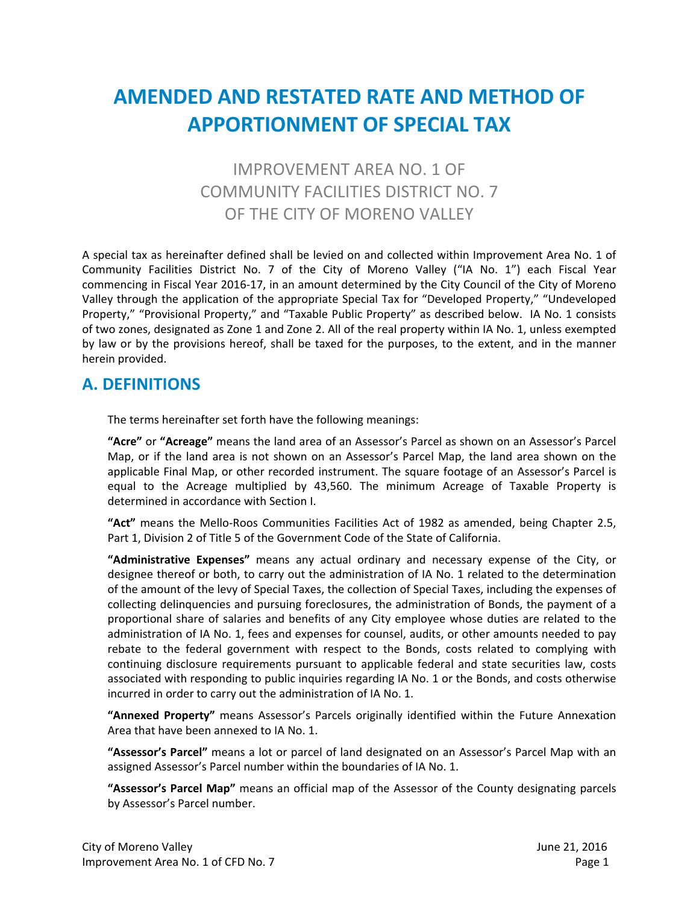# AMENDED AND RESTATED RATE AND METHOD OF APPORTIONMENT OF SPECIAL TAX

## IMPROVEMENT AREA NO. 1 OF COMMUNITY FACILITIES DISTRICT NO. 7 OF THE CITY OF MORENO VALLEY

A special tax as hereinafter defined shall be levied on and collected within Improvement Area No. 1 of Community Facilities District No. 7 of the City of Moreno Valley ("IA No. 1") each Fiscal Year commencing in Fiscal Year 2016-17, in an amount determined by the City Council of the City of Moreno Valley through the application of the appropriate Special Tax for "Developed Property," "Undeveloped Property," "Provisional Property," and "Taxable Public Property" as described below. IA No. 1 consists of two zones, designated as Zone 1 and Zone 2. All of the real property within IA No. 1, unless exempted by law or by the provisions hereof, shall be taxed for the purposes, to the extent, and in the manner herein provided.

## A. DEFINITIONS

The terms hereinafter set forth have the following meanings:

**"Acre"** or **"Acreage"** means the land area of an Assessor's Parcel as shown on an Assessor's Parcel Map, or if the land area is not shown on an Assessor's Parcel Map, the land area shown on the applicable Final Map, or other recorded instrument. The square footage of an Assessor's Parcel is equal to the Acreage multiplied by 43,560. The minimum Acreage of Taxable Property is determined in accordance with Section I.

**"Act"** means the Mello-Roos Communities Facilities Act of 1982 as amended, being Chapter 2.5, Part 1, Division 2 of Title 5 of the Government Code of the State of California.

**"Administrative Expenses"** means any actual ordinary and necessary expense of the City, or designee thereof or both, to carry out the administration of IA No. 1 related to the determination of the amount of the levy of Special Taxes, the collection of Special Taxes, including the expenses of collecting delinquencies and pursuing foreclosures, the administration of Bonds, the payment of a proportional share of salaries and benefits of any City employee whose duties are related to the administration of IA No. 1, fees and expenses for counsel, audits, or other amounts needed to pay rebate to the federal government with respect to the Bonds, costs related to complying with continuing disclosure requirements pursuant to applicable federal and state securities law, costs associated with responding to public inquiries regarding IA No. 1 or the Bonds, and costs otherwise incurred in order to carry out the administration of IA No. 1.

**"Annexed Property"** means Assessor's Parcels originally identified within the Future Annexation Area that have been annexed to IA No. 1.

**"Assessor's Parcel"** means a lot or parcel of land designated on an Assessor's Parcel Map with an assigned Assessor's Parcel number within the boundaries of IA No. 1.

**"Assessor's Parcel Map"** means an official map of the Assessor of the County designating parcels by Assessor's Parcel number.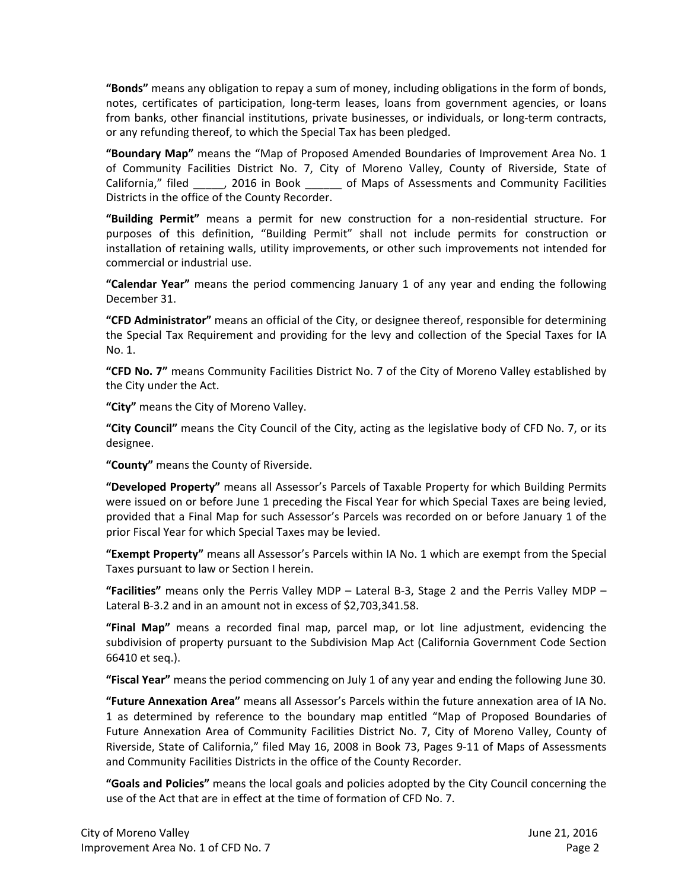**"Bonds"** means any obligation to repay a sum of money, including obligations in the form of bonds, notes, certificates of participation, long-term leases, loans from government agencies, or loans from banks, other financial institutions, private businesses, or individuals, or long-term contracts, or any refunding thereof, to which the Special Tax has been pledged.

**"Boundary Map"** means the "Map of Proposed Amended Boundaries of Improvement Area No. 1 of Community Facilities District No. 7, City of Moreno Valley, County of Riverside, State of California," filed _____, 2016 in Book ______ of Maps of Assessments and Community Facilities Districts in the office of the County Recorder.

**"Building Permit"** means a permit for new construction for a non-residential structure. For purposes of this definition, "Building Permit" shall not include permits for construction or installation of retaining walls, utility improvements, or other such improvements not intended for commercial or industrial use.

**"Calendar Year"** means the period commencing January 1 of any year and ending the following December 31.

**"CFD Administrator"** means an official of the City, or designee thereof, responsible for determining the Special Tax Requirement and providing for the levy and collection of the Special Taxes for IA No. 1.

**"CFD No. 7"** means Community Facilities District No. 7 of the City of Moreno Valley established by the City under the Act.

**"City"** means the City of Moreno Valley.

**"City Council"** means the City Council of the City, acting as the legislative body of CFD No. 7, or its designee.

**"County"** means the County of Riverside.

**"Developed Property"** means all Assessor's Parcels of Taxable Property for which Building Permits were issued on or before June 1 preceding the Fiscal Year for which Special Taxes are being levied, provided that a Final Map for such Assessor's Parcels was recorded on or before January 1 of the prior Fiscal Year for which Special Taxes may be levied.

**"Exempt Property"** means all Assessor's Parcels within IA No. 1 which are exempt from the Special Taxes pursuant to law or Section I herein.

**"Facilities"** means only the Perris Valley MDP – Lateral B-3, Stage 2 and the Perris Valley MDP – Lateral B-3.2 and in an amount not in excess of $2,703,341.58.

**"Final Map"** means a recorded final map, parcel map, or lot line adjustment, evidencing the subdivision of property pursuant to the Subdivision Map Act (California Government Code Section 66410 et seq.).

**"Fiscal Year"** means the period commencing on July 1 of any year and ending the following June 30.

**"Future Annexation Area"** means all Assessor's Parcels within the future annexation area of IA No. 1 as determined by reference to the boundary map entitled "Map of Proposed Boundaries of Future Annexation Area of Community Facilities District No. 7, City of Moreno Valley, County of Riverside, State of California," filed May 16, 2008 in Book 73, Pages 9-11 of Maps of Assessments and Community Facilities Districts in the office of the County Recorder.

**"Goals and Policies"** means the local goals and policies adopted by the City Council concerning the use of the Act that are in effect at the time of formation of CFD No. 7.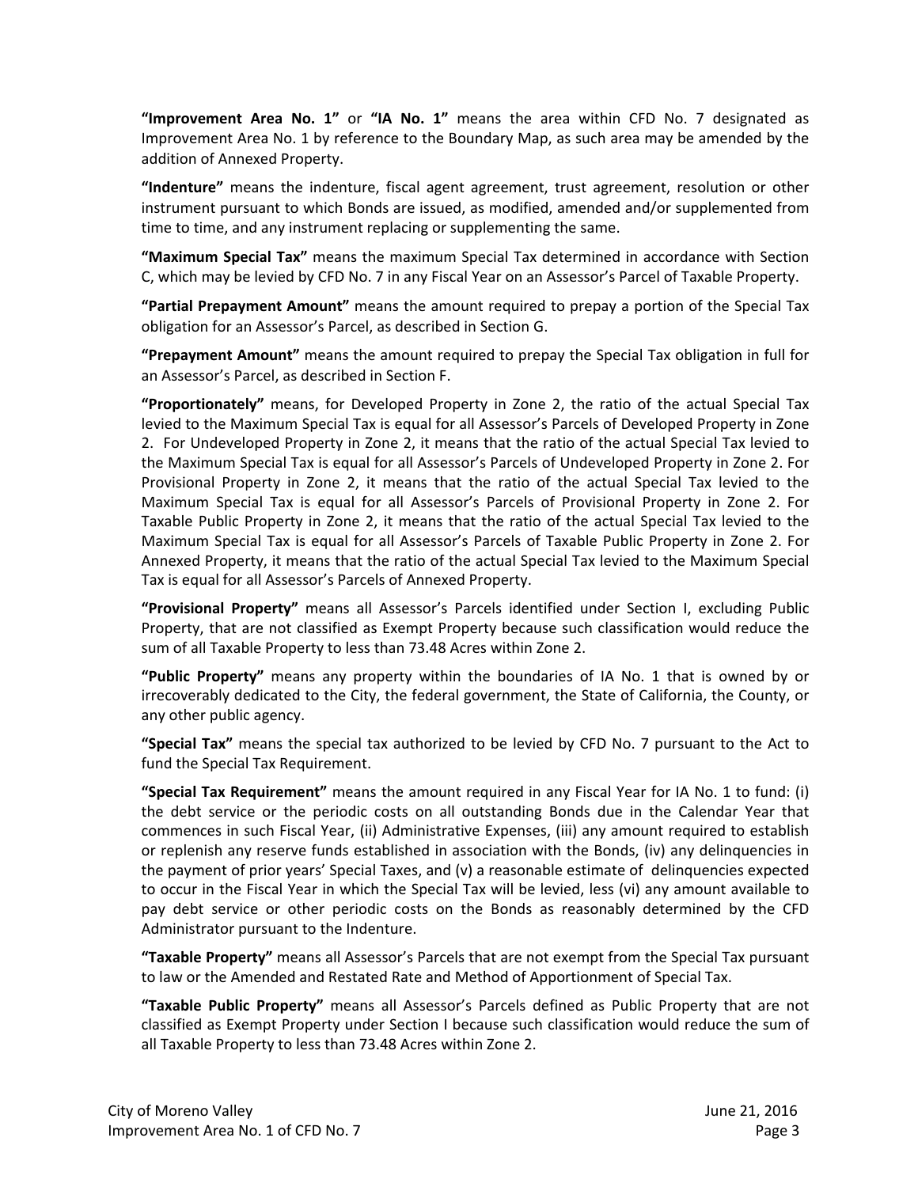**"Improvement Area No. 1"** or **"IA No. 1"** means the area within CFD No. 7 designated as Improvement Area No. 1 by reference to the Boundary Map, as such area may be amended by the addition of Annexed Property.

**"Indenture"** means the indenture, fiscal agent agreement, trust agreement, resolution or other instrument pursuant to which Bonds are issued, as modified, amended and/or supplemented from time to time, and any instrument replacing or supplementing the same.

**"Maximum Special Tax"** means the maximum Special Tax determined in accordance with Section C, which may be levied by CFD No. 7 in any Fiscal Year on an Assessor's Parcel of Taxable Property.

**"Partial Prepayment Amount"** means the amount required to prepay a portion of the Special Tax obligation for an Assessor's Parcel, as described in Section G.

**"Prepayment Amount"** means the amount required to prepay the Special Tax obligation in full for an Assessor's Parcel, as described in Section F.

**"Proportionately"** means, for Developed Property in Zone 2, the ratio of the actual Special Tax levied to the Maximum Special Tax is equal for all Assessor's Parcels of Developed Property in Zone 2. For Undeveloped Property in Zone 2, it means that the ratio of the actual Special Tax levied to the Maximum Special Tax is equal for all Assessor's Parcels of Undeveloped Property in Zone 2. For Provisional Property in Zone 2, it means that the ratio of the actual Special Tax levied to the Maximum Special Tax is equal for all Assessor's Parcels of Provisional Property in Zone 2. For Taxable Public Property in Zone 2, it means that the ratio of the actual Special Tax levied to the Maximum Special Tax is equal for all Assessor's Parcels of Taxable Public Property in Zone 2. For Annexed Property, it means that the ratio of the actual Special Tax levied to the Maximum Special Tax is equal for all Assessor's Parcels of Annexed Property.

**"Provisional Property"** means all Assessor's Parcels identified under Section I, excluding Public Property, that are not classified as Exempt Property because such classification would reduce the sum of all Taxable Property to less than 73.48 Acres within Zone 2.

**"Public Property"** means any property within the boundaries of IA No. 1 that is owned by or irrecoverably dedicated to the City, the federal government, the State of California, the County, or any other public agency.

**"Special Tax"** means the special tax authorized to be levied by CFD No. 7 pursuant to the Act to fund the Special Tax Requirement.

**"Special Tax Requirement"** means the amount required in any Fiscal Year for IA No. 1 to fund: (i) the debt service or the periodic costs on all outstanding Bonds due in the Calendar Year that commences in such Fiscal Year, (ii) Administrative Expenses, (iii) any amount required to establish or replenish any reserve funds established in association with the Bonds, (iv) any delinquencies in the payment of prior years' Special Taxes, and (v) a reasonable estimate of delinquencies expected to occur in the Fiscal Year in which the Special Tax will be levied, less (vi) any amount available to pay debt service or other periodic costs on the Bonds as reasonably determined by the CFD Administrator pursuant to the Indenture.

**"Taxable Property"** means all Assessor's Parcels that are not exempt from the Special Tax pursuant to law or the Amended and Restated Rate and Method of Apportionment of Special Tax.

**"Taxable Public Property"** means all Assessor's Parcels defined as Public Property that are not classified as Exempt Property under Section I because such classification would reduce the sum of all Taxable Property to less than 73.48 Acres within Zone 2.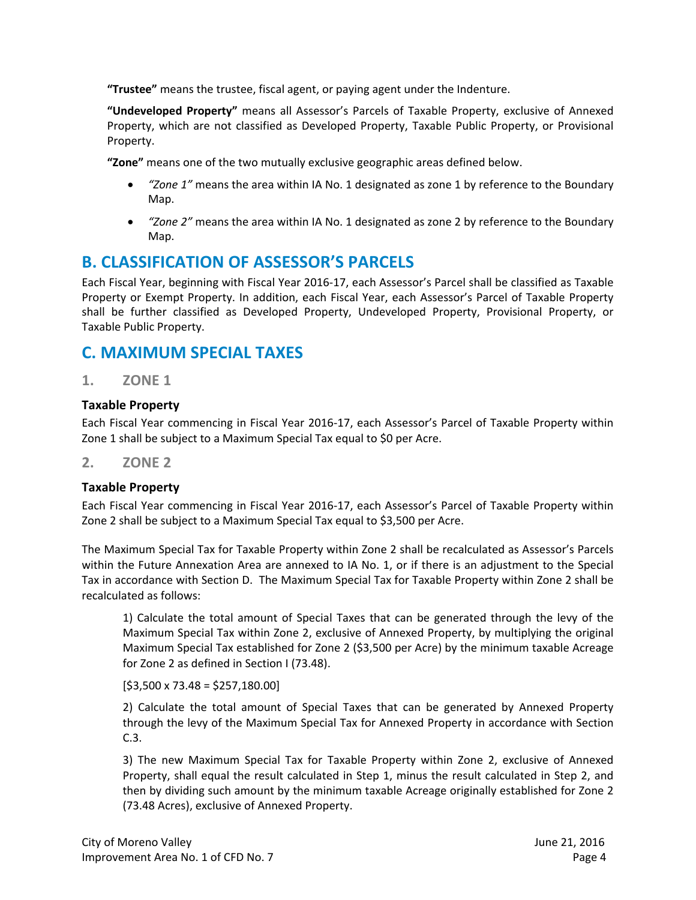**"Trustee"** means the trustee, fiscal agent, or paying agent under the Indenture.

**"Undeveloped Property"** means all Assessor's Parcels of Taxable Property, exclusive of Annexed Property, which are not classified as Developed Property, Taxable Public Property, or Provisional Property.

**"Zone"** means one of the two mutually exclusive geographic areas defined below.

- *"Zone 1"* means the area within IA No. 1 designated as zone 1 by reference to the Boundary Map.
- *"Zone 2"* means the area within IA No. 1 designated as zone 2 by reference to the Boundary Map.

## B. CLASSIFICATION OF ASSESSOR'S PARCELS

Each Fiscal Year, beginning with Fiscal Year 2016-17, each Assessor's Parcel shall be classified as Taxable Property or Exempt Property. In addition, each Fiscal Year, each Assessor's Parcel of Taxable Property shall be further classified as Developed Property, Undeveloped Property, Provisional Property, or Taxable Public Property.

## C. MAXIMUM SPECIAL TAXES

### 1. ZONE 1

#### Taxable Property

Each Fiscal Year commencing in Fiscal Year 2016-17, each Assessor's Parcel of Taxable Property within Zone 1 shall be subject to a Maximum Special Tax equal to $0 per Acre.

### 2. ZONE 2

#### Taxable Property

Each Fiscal Year commencing in Fiscal Year 2016-17, each Assessor's Parcel of Taxable Property within Zone 2 shall be subject to a Maximum Special Tax equal to $3,500 per Acre.

The Maximum Special Tax for Taxable Property within Zone 2 shall be recalculated as Assessor's Parcels within the Future Annexation Area are annexed to IA No. 1, or if there is an adjustment to the Special Tax in accordance with Section D. The Maximum Special Tax for Taxable Property within Zone 2 shall be recalculated as follows:

1) Calculate the total amount of Special Taxes that can be generated through the levy of the Maximum Special Tax within Zone 2, exclusive of Annexed Property, by multiplying the original Maximum Special Tax established for Zone 2 ($3,500 per Acre) by the minimum taxable Acreage for Zone 2 as defined in Section I (73.48).

[$3,500 x 73.48 = $257,180.00]

2) Calculate the total amount of Special Taxes that can be generated by Annexed Property through the levy of the Maximum Special Tax for Annexed Property in accordance with Section C.3.

3) The new Maximum Special Tax for Taxable Property within Zone 2, exclusive of Annexed Property, shall equal the result calculated in Step 1, minus the result calculated in Step 2, and then by dividing such amount by the minimum taxable Acreage originally established for Zone 2 (73.48 Acres), exclusive of Annexed Property.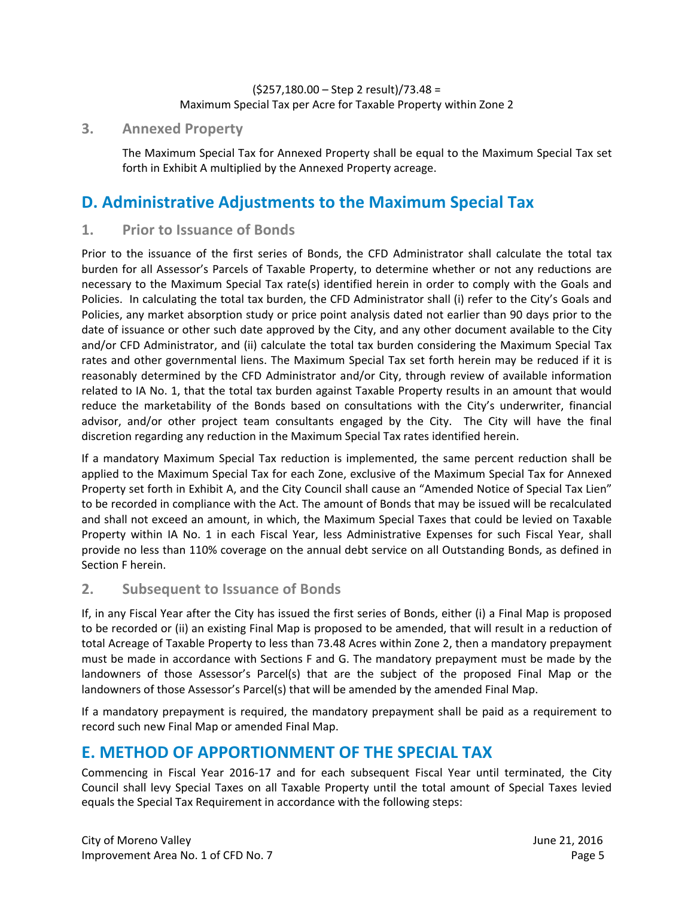($257,180.00 – Step 2 result)/73.48 =
Maximum Special Tax per Acre for Taxable Property within Zone 2

### 3. Annexed Property

The Maximum Special Tax for Annexed Property shall be equal to the Maximum Special Tax set forth in Exhibit A multiplied by the Annexed Property acreage.

## D. Administrative Adjustments to the Maximum Special Tax

### 1. Prior to Issuance of Bonds

Prior to the issuance of the first series of Bonds, the CFD Administrator shall calculate the total tax burden for all Assessor's Parcels of Taxable Property, to determine whether or not any reductions are necessary to the Maximum Special Tax rate(s) identified herein in order to comply with the Goals and Policies. In calculating the total tax burden, the CFD Administrator shall (i) refer to the City's Goals and Policies, any market absorption study or price point analysis dated not earlier than 90 days prior to the date of issuance or other such date approved by the City, and any other document available to the City and/or CFD Administrator, and (ii) calculate the total tax burden considering the Maximum Special Tax rates and other governmental liens. The Maximum Special Tax set forth herein may be reduced if it is reasonably determined by the CFD Administrator and/or City, through review of available information related to IA No. 1, that the total tax burden against Taxable Property results in an amount that would reduce the marketability of the Bonds based on consultations with the City's underwriter, financial advisor, and/or other project team consultants engaged by the City. The City will have the final discretion regarding any reduction in the Maximum Special Tax rates identified herein.

If a mandatory Maximum Special Tax reduction is implemented, the same percent reduction shall be applied to the Maximum Special Tax for each Zone, exclusive of the Maximum Special Tax for Annexed Property set forth in Exhibit A, and the City Council shall cause an "Amended Notice of Special Tax Lien" to be recorded in compliance with the Act. The amount of Bonds that may be issued will be recalculated and shall not exceed an amount, in which, the Maximum Special Taxes that could be levied on Taxable Property within IA No. 1 in each Fiscal Year, less Administrative Expenses for such Fiscal Year, shall provide no less than 110% coverage on the annual debt service on all Outstanding Bonds, as defined in Section F herein.

### 2. Subsequent to Issuance of Bonds

If, in any Fiscal Year after the City has issued the first series of Bonds, either (i) a Final Map is proposed to be recorded or (ii) an existing Final Map is proposed to be amended, that will result in a reduction of total Acreage of Taxable Property to less than 73.48 Acres within Zone 2, then a mandatory prepayment must be made in accordance with Sections F and G. The mandatory prepayment must be made by the landowners of those Assessor's Parcel(s) that are the subject of the proposed Final Map or the landowners of those Assessor's Parcel(s) that will be amended by the amended Final Map.

If a mandatory prepayment is required, the mandatory prepayment shall be paid as a requirement to record such new Final Map or amended Final Map.

## E. METHOD OF APPORTIONMENT OF THE SPECIAL TAX

Commencing in Fiscal Year 2016-17 and for each subsequent Fiscal Year until terminated, the City Council shall levy Special Taxes on all Taxable Property until the total amount of Special Taxes levied equals the Special Tax Requirement in accordance with the following steps: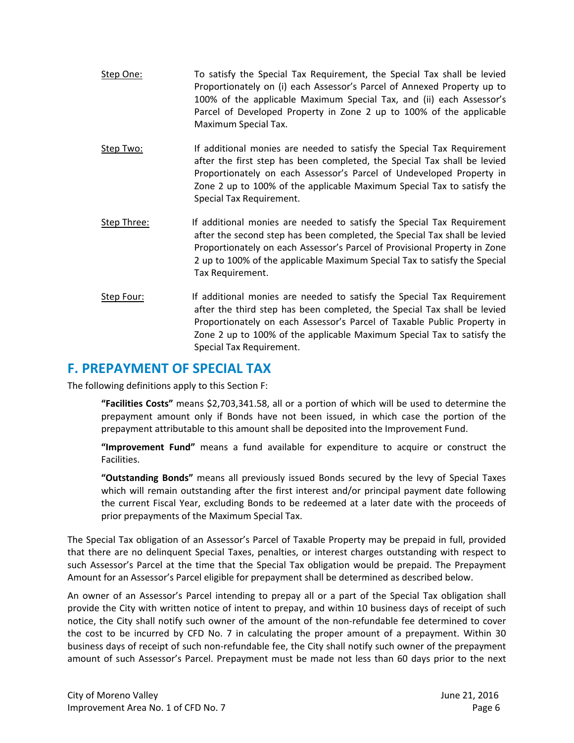Step One: To satisfy the Special Tax Requirement, the Special Tax shall be levied Proportionately on (i) each Assessor's Parcel of Annexed Property up to 100% of the applicable Maximum Special Tax, and (ii) each Assessor's Parcel of Developed Property in Zone 2 up to 100% of the applicable Maximum Special Tax.

Step Two: If additional monies are needed to satisfy the Special Tax Requirement after the first step has been completed, the Special Tax shall be levied Proportionately on each Assessor's Parcel of Undeveloped Property in Zone 2 up to 100% of the applicable Maximum Special Tax to satisfy the Special Tax Requirement.

Step Three: If additional monies are needed to satisfy the Special Tax Requirement after the second step has been completed, the Special Tax shall be levied Proportionately on each Assessor's Parcel of Provisional Property in Zone 2 up to 100% of the applicable Maximum Special Tax to satisfy the Special Tax Requirement.

Step Four: If additional monies are needed to satisfy the Special Tax Requirement after the third step has been completed, the Special Tax shall be levied Proportionately on each Assessor's Parcel of Taxable Public Property in Zone 2 up to 100% of the applicable Maximum Special Tax to satisfy the Special Tax Requirement.

## F. PREPAYMENT OF SPECIAL TAX

The following definitions apply to this Section F:

**"Facilities Costs"** means $2,703,341.58, all or a portion of which will be used to determine the prepayment amount only if Bonds have not been issued, in which case the portion of the prepayment attributable to this amount shall be deposited into the Improvement Fund.

**"Improvement Fund"** means a fund available for expenditure to acquire or construct the Facilities.

**"Outstanding Bonds"** means all previously issued Bonds secured by the levy of Special Taxes which will remain outstanding after the first interest and/or principal payment date following the current Fiscal Year, excluding Bonds to be redeemed at a later date with the proceeds of prior prepayments of the Maximum Special Tax.

The Special Tax obligation of an Assessor's Parcel of Taxable Property may be prepaid in full, provided that there are no delinquent Special Taxes, penalties, or interest charges outstanding with respect to such Assessor's Parcel at the time that the Special Tax obligation would be prepaid. The Prepayment Amount for an Assessor's Parcel eligible for prepayment shall be determined as described below.

An owner of an Assessor's Parcel intending to prepay all or a part of the Special Tax obligation shall provide the City with written notice of intent to prepay, and within 10 business days of receipt of such notice, the City shall notify such owner of the amount of the non-refundable fee determined to cover the cost to be incurred by CFD No. 7 in calculating the proper amount of a prepayment. Within 30 business days of receipt of such non-refundable fee, the City shall notify such owner of the prepayment amount of such Assessor's Parcel. Prepayment must be made not less than 60 days prior to the next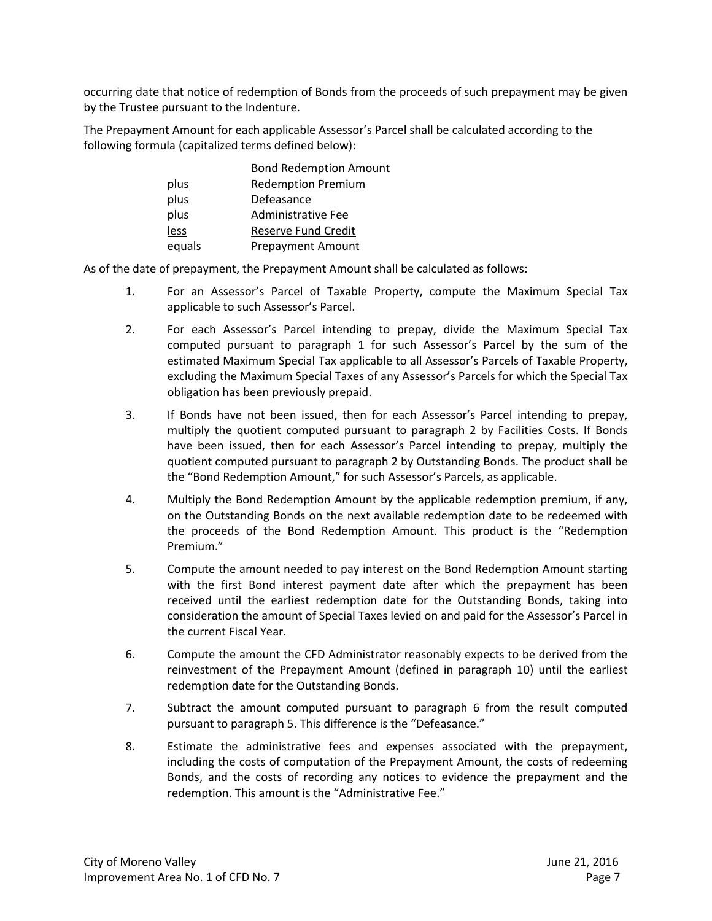occurring date that notice of redemption of Bonds from the proceeds of such prepayment may be given by the Trustee pursuant to the Indenture.

The Prepayment Amount for each applicable Assessor's Parcel shall be calculated according to the following formula (capitalized terms defined below):

| | |
|---|---|
| | Bond Redemption Amount |
| plus | Redemption Premium |
| plus | Defeasance |
| plus | Administrative Fee |
| <u>less</u> | <u>Reserve Fund Credit</u> |
| equals | Prepayment Amount |

As of the date of prepayment, the Prepayment Amount shall be calculated as follows:

1. For an Assessor's Parcel of Taxable Property, compute the Maximum Special Tax applicable to such Assessor's Parcel.

2. For each Assessor's Parcel intending to prepay, divide the Maximum Special Tax computed pursuant to paragraph 1 for such Assessor's Parcel by the sum of the estimated Maximum Special Tax applicable to all Assessor's Parcels of Taxable Property, excluding the Maximum Special Taxes of any Assessor's Parcels for which the Special Tax obligation has been previously prepaid.

3. If Bonds have not been issued, then for each Assessor's Parcel intending to prepay, multiply the quotient computed pursuant to paragraph 2 by Facilities Costs. If Bonds have been issued, then for each Assessor's Parcel intending to prepay, multiply the quotient computed pursuant to paragraph 2 by Outstanding Bonds. The product shall be the "Bond Redemption Amount," for such Assessor's Parcels, as applicable.

4. Multiply the Bond Redemption Amount by the applicable redemption premium, if any, on the Outstanding Bonds on the next available redemption date to be redeemed with the proceeds of the Bond Redemption Amount. This product is the "Redemption Premium."

5. Compute the amount needed to pay interest on the Bond Redemption Amount starting with the first Bond interest payment date after which the prepayment has been received until the earliest redemption date for the Outstanding Bonds, taking into consideration the amount of Special Taxes levied on and paid for the Assessor's Parcel in the current Fiscal Year.

6. Compute the amount the CFD Administrator reasonably expects to be derived from the reinvestment of the Prepayment Amount (defined in paragraph 10) until the earliest redemption date for the Outstanding Bonds.

7. Subtract the amount computed pursuant to paragraph 6 from the result computed pursuant to paragraph 5. This difference is the "Defeasance."

8. Estimate the administrative fees and expenses associated with the prepayment, including the costs of computation of the Prepayment Amount, the costs of redeeming Bonds, and the costs of recording any notices to evidence the prepayment and the redemption. This amount is the "Administrative Fee."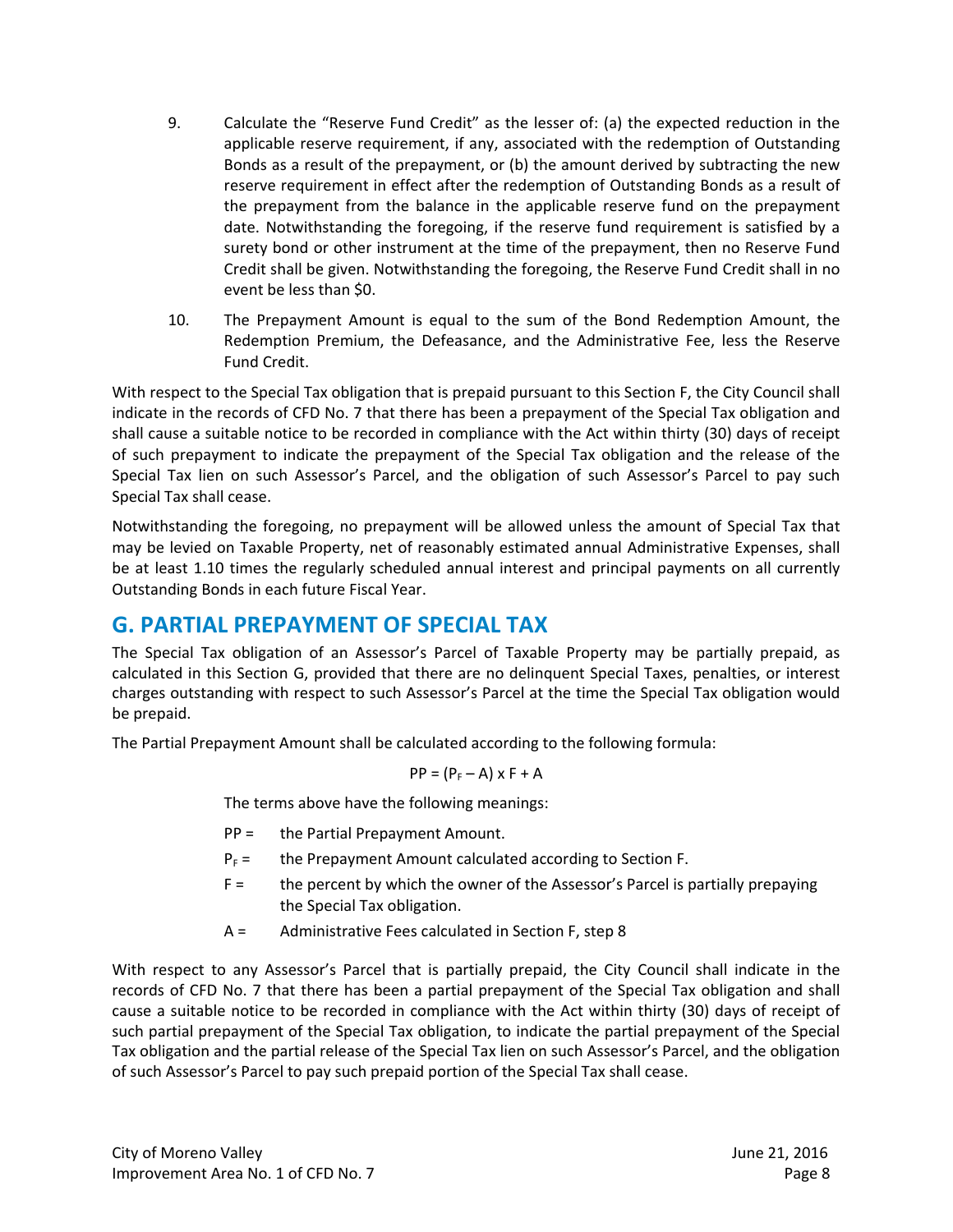9. Calculate the "Reserve Fund Credit" as the lesser of: (a) the expected reduction in the applicable reserve requirement, if any, associated with the redemption of Outstanding Bonds as a result of the prepayment, or (b) the amount derived by subtracting the new reserve requirement in effect after the redemption of Outstanding Bonds as a result of the prepayment from the balance in the applicable reserve fund on the prepayment date. Notwithstanding the foregoing, if the reserve fund requirement is satisfied by a surety bond or other instrument at the time of the prepayment, then no Reserve Fund Credit shall be given. Notwithstanding the foregoing, the Reserve Fund Credit shall in no event be less than $0.

10. The Prepayment Amount is equal to the sum of the Bond Redemption Amount, the Redemption Premium, the Defeasance, and the Administrative Fee, less the Reserve Fund Credit.

With respect to the Special Tax obligation that is prepaid pursuant to this Section F, the City Council shall indicate in the records of CFD No. 7 that there has been a prepayment of the Special Tax obligation and shall cause a suitable notice to be recorded in compliance with the Act within thirty (30) days of receipt of such prepayment to indicate the prepayment of the Special Tax obligation and the release of the Special Tax lien on such Assessor's Parcel, and the obligation of such Assessor's Parcel to pay such Special Tax shall cease.

Notwithstanding the foregoing, no prepayment will be allowed unless the amount of Special Tax that may be levied on Taxable Property, net of reasonably estimated annual Administrative Expenses, shall be at least 1.10 times the regularly scheduled annual interest and principal payments on all currently Outstanding Bonds in each future Fiscal Year.

## G. PARTIAL PREPAYMENT OF SPECIAL TAX

The Special Tax obligation of an Assessor's Parcel of Taxable Property may be partially prepaid, as calculated in this Section G, provided that there are no delinquent Special Taxes, penalties, or interest charges outstanding with respect to such Assessor's Parcel at the time the Special Tax obligation would be prepaid.

The Partial Prepayment Amount shall be calculated according to the following formula:

$$PP = (P_F - A) \times F + A$$

The terms above have the following meanings:

- $PP$ = the Partial Prepayment Amount.
- $P_F$ = the Prepayment Amount calculated according to Section F.
- $F$ = the percent by which the owner of the Assessor's Parcel is partially prepaying the Special Tax obligation.
- $A$ = Administrative Fees calculated in Section F, step 8

With respect to any Assessor's Parcel that is partially prepaid, the City Council shall indicate in the records of CFD No. 7 that there has been a partial prepayment of the Special Tax obligation and shall cause a suitable notice to be recorded in compliance with the Act within thirty (30) days of receipt of such partial prepayment of the Special Tax obligation, to indicate the partial prepayment of the Special Tax obligation and the partial release of the Special Tax lien on such Assessor's Parcel, and the obligation of such Assessor's Parcel to pay such prepaid portion of the Special Tax shall cease.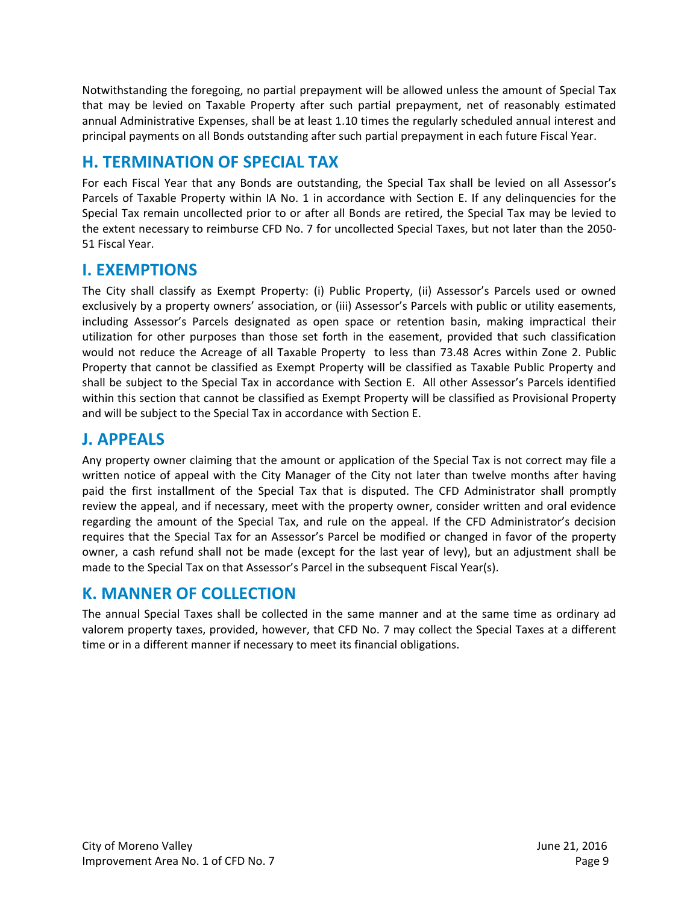Notwithstanding the foregoing, no partial prepayment will be allowed unless the amount of Special Tax that may be levied on Taxable Property after such partial prepayment, net of reasonably estimated annual Administrative Expenses, shall be at least 1.10 times the regularly scheduled annual interest and principal payments on all Bonds outstanding after such partial prepayment in each future Fiscal Year.

## H. TERMINATION OF SPECIAL TAX

For each Fiscal Year that any Bonds are outstanding, the Special Tax shall be levied on all Assessor's Parcels of Taxable Property within IA No. 1 in accordance with Section E. If any delinquencies for the Special Tax remain uncollected prior to or after all Bonds are retired, the Special Tax may be levied to the extent necessary to reimburse CFD No. 7 for uncollected Special Taxes, but not later than the 2050-51 Fiscal Year.

## I. EXEMPTIONS

The City shall classify as Exempt Property: (i) Public Property, (ii) Assessor's Parcels used or owned exclusively by a property owners' association, or (iii) Assessor's Parcels with public or utility easements, including Assessor's Parcels designated as open space or retention basin, making impractical their utilization for other purposes than those set forth in the easement, provided that such classification would not reduce the Acreage of all Taxable Property to less than 73.48 Acres within Zone 2. Public Property that cannot be classified as Exempt Property will be classified as Taxable Public Property and shall be subject to the Special Tax in accordance with Section E. All other Assessor's Parcels identified within this section that cannot be classified as Exempt Property will be classified as Provisional Property and will be subject to the Special Tax in accordance with Section E.

## J. APPEALS

Any property owner claiming that the amount or application of the Special Tax is not correct may file a written notice of appeal with the City Manager of the City not later than twelve months after having paid the first installment of the Special Tax that is disputed. The CFD Administrator shall promptly review the appeal, and if necessary, meet with the property owner, consider written and oral evidence regarding the amount of the Special Tax, and rule on the appeal. If the CFD Administrator's decision requires that the Special Tax for an Assessor's Parcel be modified or changed in favor of the property owner, a cash refund shall not be made (except for the last year of levy), but an adjustment shall be made to the Special Tax on that Assessor's Parcel in the subsequent Fiscal Year(s).

## K. MANNER OF COLLECTION

The annual Special Taxes shall be collected in the same manner and at the same time as ordinary ad valorem property taxes, provided, however, that CFD No. 7 may collect the Special Taxes at a different time or in a different manner if necessary to meet its financial obligations.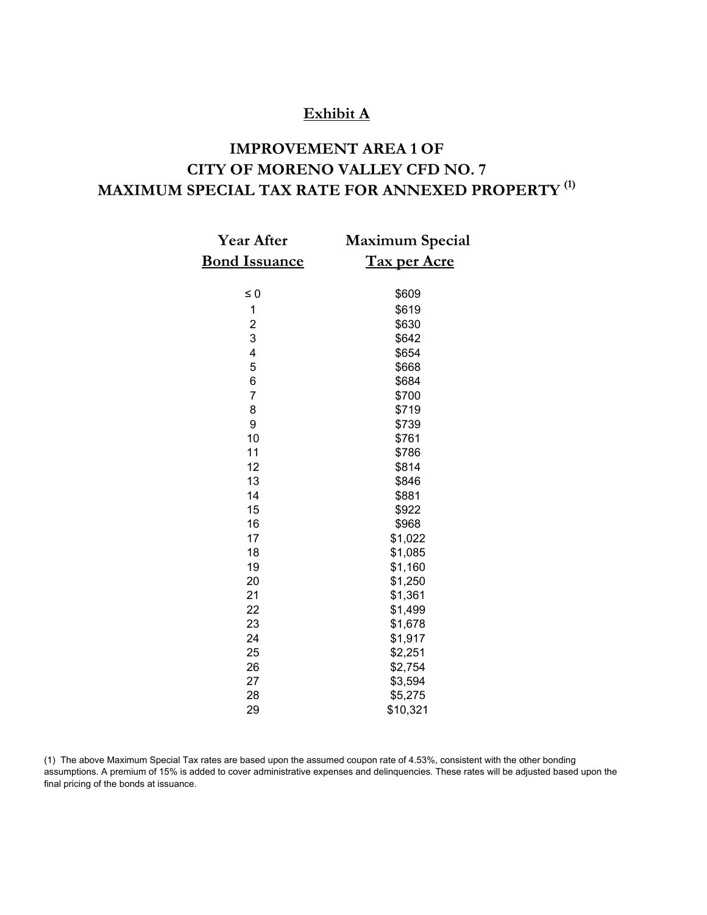## Exhibit A

# IMPROVEMENT AREA 1 OF CITY OF MORENO VALLEY CFD NO. 7 MAXIMUM SPECIAL TAX RATE FOR ANNEXED PROPERTY (1)

| Year After Bond Issuance | Maximum Special Tax per Acre |
|---|---|
| ≤ 0 | $609 |
| 1 | $619 |
| 2 | $630 |
| 3 | $642 |
| 4 | $654 |
| 5 | $668 |
| 6 | $684 |
| 7 | $700 |
| 8 | $719 |
| 9 | $739 |
| 10 | $761 |
| 11 | $786 |
| 12 | $814 |
| 13 | $846 |
| 14 | $881 |
| 15 | $922 |
| 16 | $968 |
| 17 | $1,022 |
| 18 | $1,085 |
| 19 | $1,160 |
| 20 | $1,250 |
| 21 | $1,361 |
| 22 | $1,499 |
| 23 | $1,678 |
| 24 | $1,917 |
| 25 | $2,251 |
| 26 | $2,754 |
| 27 | $3,594 |
| 28 | $5,275 |
| 29 | $10,321 |

(1) The above Maximum Special Tax rates are based upon the assumed coupon rate of 4.53%, consistent with the other bonding assumptions. A premium of 15% is added to cover administrative expenses and delinquencies. These rates will be adjusted based upon the final pricing of the bonds at issuance.